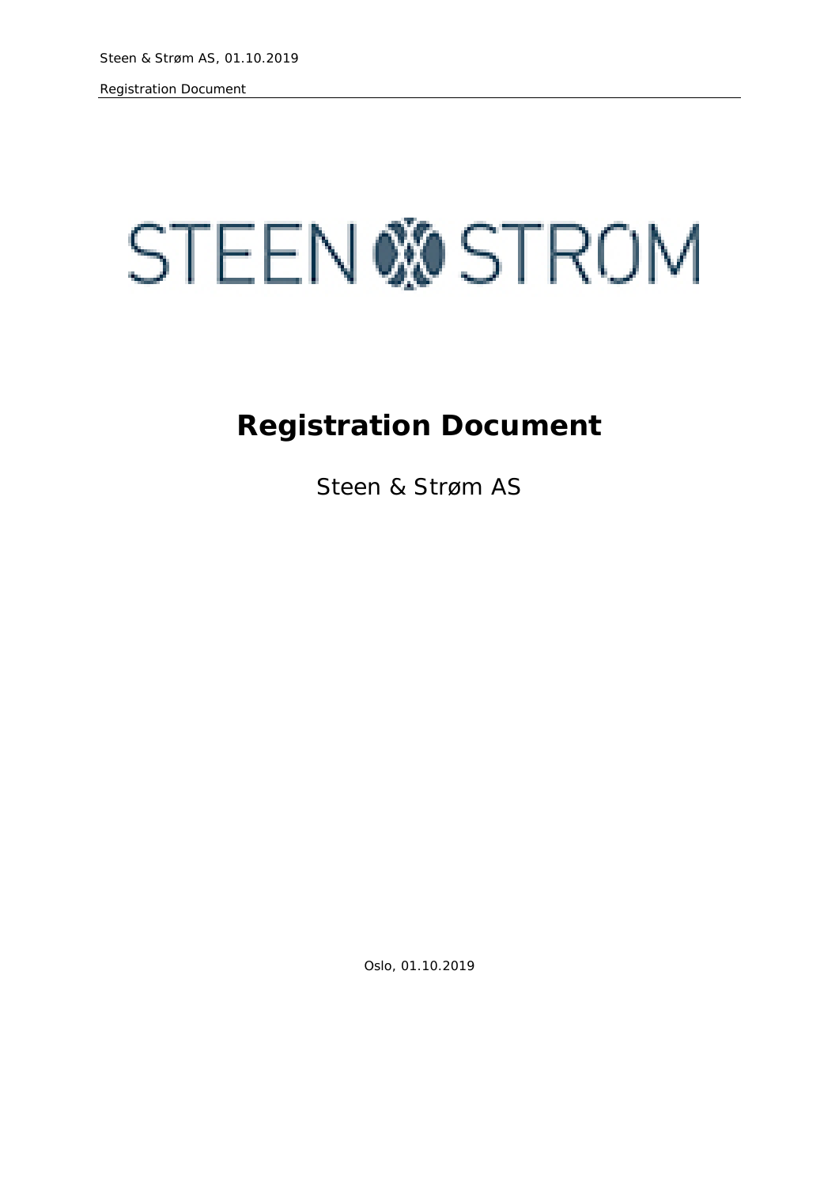STEEN & STROM

# Registration Document

Steen & Strøm AS

Oslo, 01.10.2019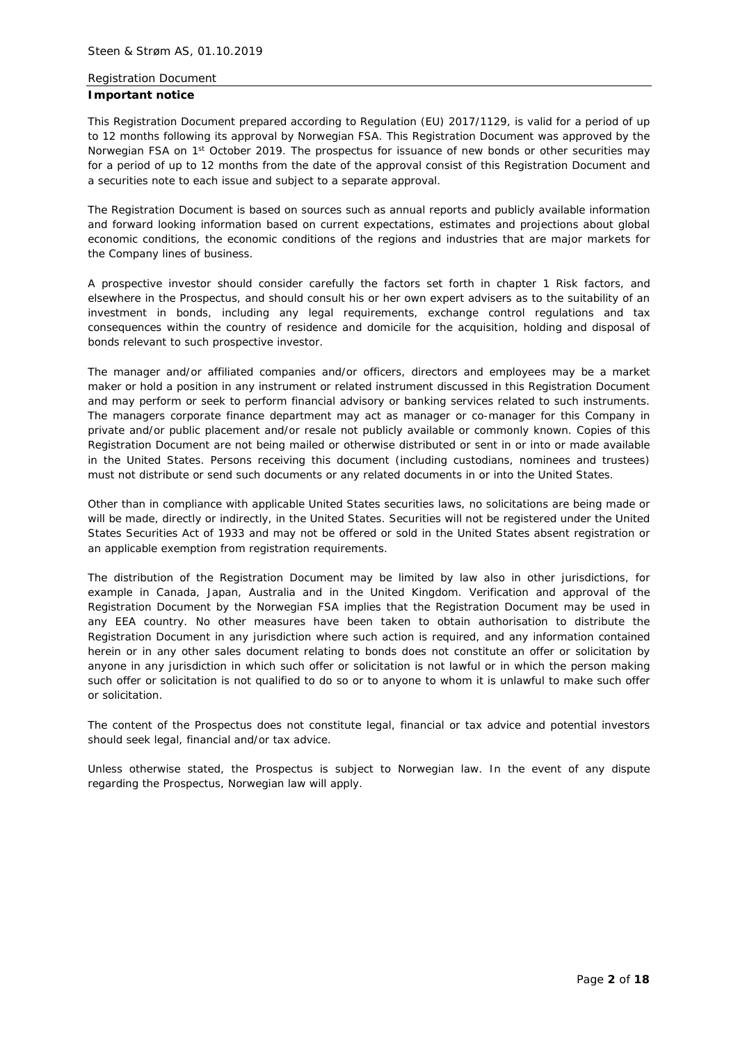## Important notice

This Registration Document prepared according to Regulation (EU) 2017/1129, is valid for a period of up to 12 months following its approval by Norwegian FSA. This Registration Document was approved by the Norwegian FSA on 1st October 2019. The prospectus for issuance of new bonds or other securities may for a period of up to 12 months from the date of the approval consist of this Registration Document and a securities note to each issue and subject to a separate approval.

The Registration Document is based on sources such as annual reports and publicly available information and forward looking information based on current expectations, estimates and projections about global economic conditions, the economic conditions of the regions and industries that are major markets for the Company lines of business.

A prospective investor should consider carefully the factors set forth in chapter 1 Risk factors, and elsewhere in the Prospectus, and should consult his or her own expert advisers as to the suitability of an investment in bonds, including any legal requirements, exchange control regulations and tax consequences within the country of residence and domicile for the acquisition, holding and disposal of bonds relevant to such prospective investor.

The manager and/or affiliated companies and/or officers, directors and employees may be a market maker or hold a position in any instrument or related instrument discussed in this Registration Document and may perform or seek to perform financial advisory or banking services related to such instruments. The managers corporate finance department may act as manager or co-manager for this Company in private and/or public placement and/or resale not publicly available or commonly known. Copies of this Registration Document are not being mailed or otherwise distributed or sent in or into or made available in the United States. Persons receiving this document (including custodians, nominees and trustees) must not distribute or send such documents or any related documents in or into the United States.

Other than in compliance with applicable United States securities laws, no solicitations are being made or will be made, directly or indirectly, in the United States. Securities will not be registered under the United States Securities Act of 1933 and may not be offered or sold in the United States absent registration or an applicable exemption from registration requirements.

The distribution of the Registration Document may be limited by law also in other jurisdictions, for example in Canada, Japan, Australia and in the United Kingdom. Verification and approval of the Registration Document by the Norwegian FSA implies that the Registration Document may be used in any EEA country. No other measures have been taken to obtain authorisation to distribute the Registration Document in any jurisdiction where such action is required, and any information contained herein or in any other sales document relating to bonds does not constitute an offer or solicitation by anyone in any jurisdiction in which such offer or solicitation is not lawful or in which the person making such offer or solicitation is not qualified to do so or to anyone to whom it is unlawful to make such offer or solicitation.

The content of the Prospectus does not constitute legal, financial or tax advice and potential investors should seek legal, financial and/or tax advice.

Unless otherwise stated, the Prospectus is subject to Norwegian law. In the event of any dispute regarding the Prospectus, Norwegian law will apply.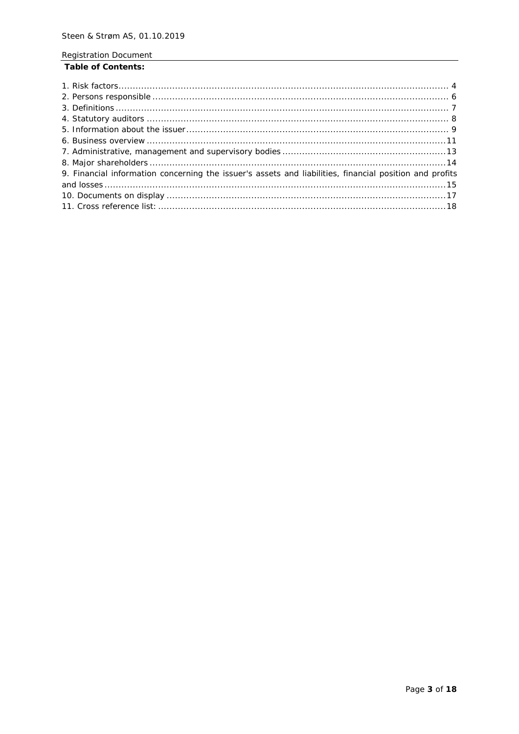**Table of Contents:**

1. Risk factors ... 4
2. Persons responsible ... 6
3. Definitions ... 7
4. Statutory auditors ... 8
5. Information about the issuer ... 9
6. Business overview ... 11
7. Administrative, management and supervisory bodies ... 13
8. Major shareholders ... 14
9. Financial information concerning the issuer's assets and liabilities, financial position and profits and losses ... 15
10. Documents on display ... 17
11. Cross reference list: ... 18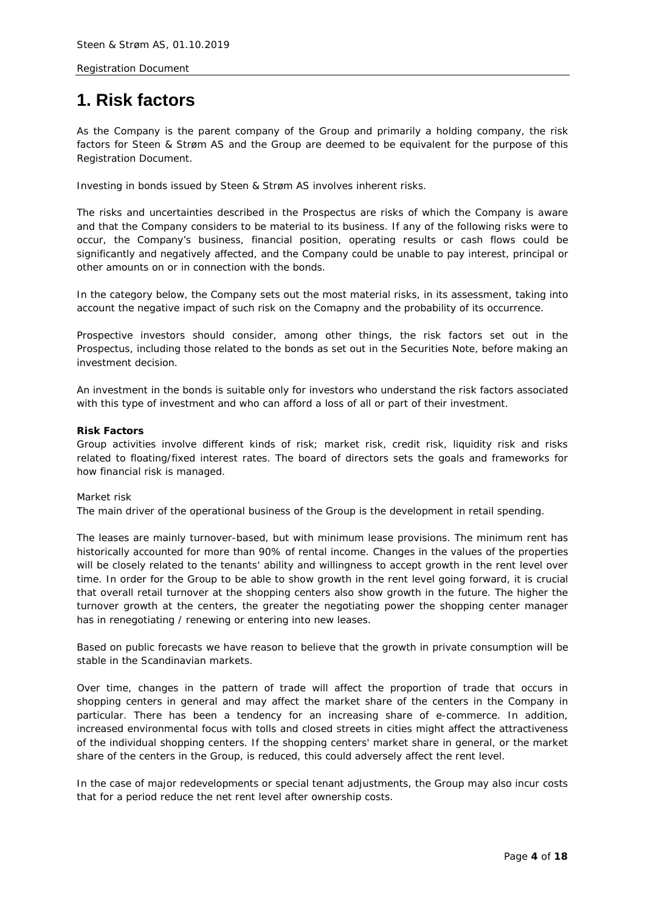# 1. Risk factors

As the Company is the parent company of the Group and primarily a holding company, the risk factors for Steen & Strøm AS and the Group are deemed to be equivalent for the purpose of this Registration Document.

Investing in bonds issued by Steen & Strøm AS involves inherent risks.

The risks and uncertainties described in the Prospectus are risks of which the Company is aware and that the Company considers to be material to its business. If any of the following risks were to occur, the Company's business, financial position, operating results or cash flows could be significantly and negatively affected, and the Company could be unable to pay interest, principal or other amounts on or in connection with the bonds.

In the category below, the Company sets out the most material risks, in its assessment, taking into account the negative impact of such risk on the Comapny and the probability of its occurrence.

Prospective investors should consider, among other things, the risk factors set out in the Prospectus, including those related to the bonds as set out in the Securities Note, before making an investment decision.

An investment in the bonds is suitable only for investors who understand the risk factors associated with this type of investment and who can afford a loss of all or part of their investment.

**Risk Factors**
Group activities involve different kinds of risk; market risk, credit risk, liquidity risk and risks related to floating/fixed interest rates. The board of directors sets the goals and frameworks for how financial risk is managed.

Market risk
The main driver of the operational business of the Group is the development in retail spending.

The leases are mainly turnover-based, but with minimum lease provisions. The minimum rent has historically accounted for more than 90% of rental income. Changes in the values of the properties will be closely related to the tenants' ability and willingness to accept growth in the rent level over time. In order for the Group to be able to show growth in the rent level going forward, it is crucial that overall retail turnover at the shopping centers also show growth in the future. The higher the turnover growth at the centers, the greater the negotiating power the shopping center manager has in renegotiating / renewing or entering into new leases.

Based on public forecasts we have reason to believe that the growth in private consumption will be stable in the Scandinavian markets.

Over time, changes in the pattern of trade will affect the proportion of trade that occurs in shopping centers in general and may affect the market share of the centers in the Company in particular. There has been a tendency for an increasing share of e-commerce. In addition, increased environmental focus with tolls and closed streets in cities might affect the attractiveness of the individual shopping centers. If the shopping centers' market share in general, or the market share of the centers in the Group, is reduced, this could adversely affect the rent level.

In the case of major redevelopments or special tenant adjustments, the Group may also incur costs that for a period reduce the net rent level after ownership costs.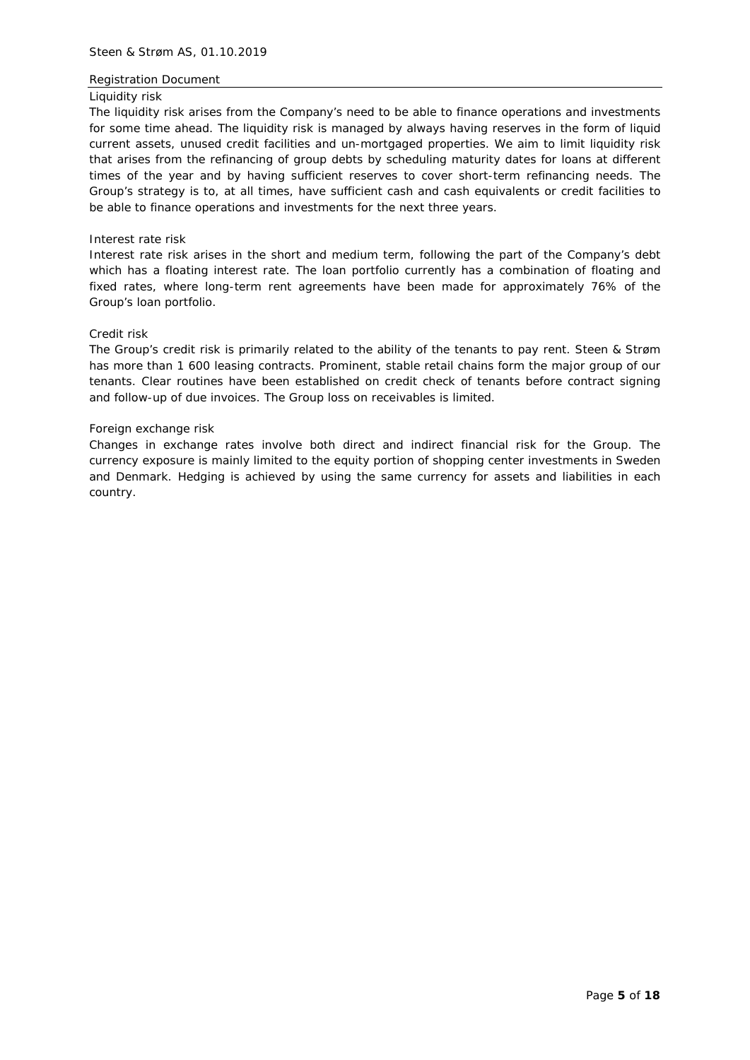### Liquidity risk

The liquidity risk arises from the Company's need to be able to finance operations and investments for some time ahead. The liquidity risk is managed by always having reserves in the form of liquid current assets, unused credit facilities and un-mortgaged properties. We aim to limit liquidity risk that arises from the refinancing of group debts by scheduling maturity dates for loans at different times of the year and by having sufficient reserves to cover short-term refinancing needs. The Group's strategy is to, at all times, have sufficient cash and cash equivalents or credit facilities to be able to finance operations and investments for the next three years.

### Interest rate risk

Interest rate risk arises in the short and medium term, following the part of the Company's debt which has a floating interest rate. The loan portfolio currently has a combination of floating and fixed rates, where long-term rent agreements have been made for approximately 76% of the Group's loan portfolio.

### Credit risk

The Group's credit risk is primarily related to the ability of the tenants to pay rent. Steen & Strøm has more than 1 600 leasing contracts. Prominent, stable retail chains form the major group of our tenants. Clear routines have been established on credit check of tenants before contract signing and follow-up of due invoices. The Group loss on receivables is limited.

### Foreign exchange risk

Changes in exchange rates involve both direct and indirect financial risk for the Group. The currency exposure is mainly limited to the equity portion of shopping center investments in Sweden and Denmark. Hedging is achieved by using the same currency for assets and liabilities in each country.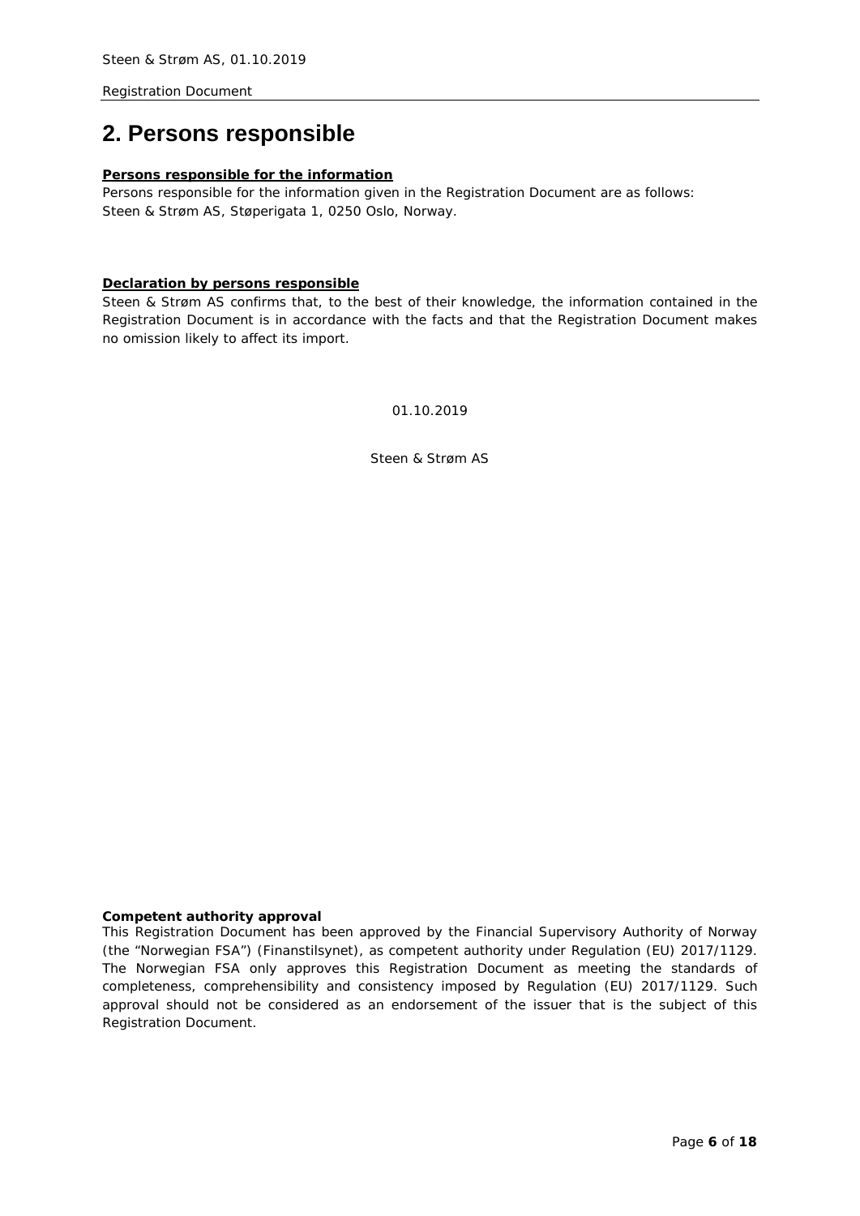## 2. Persons responsible

**Persons responsible for the information**

Persons responsible for the information given in the Registration Document are as follows:
Steen & Strøm AS, Støperigata 1, 0250 Oslo, Norway.

**Declaration by persons responsible**

Steen & Strøm AS confirms that, to the best of their knowledge, the information contained in the Registration Document is in accordance with the facts and that the Registration Document makes no omission likely to affect its import.

01.10.2019

Steen & Strøm AS

**Competent authority approval**

This Registration Document has been approved by the Financial Supervisory Authority of Norway (the "Norwegian FSA") (Finanstilsynet), as competent authority under Regulation (EU) 2017/1129. The Norwegian FSA only approves this Registration Document as meeting the standards of completeness, comprehensibility and consistency imposed by Regulation (EU) 2017/1129. Such approval should not be considered as an endorsement of the issuer that is the subject of this Registration Document.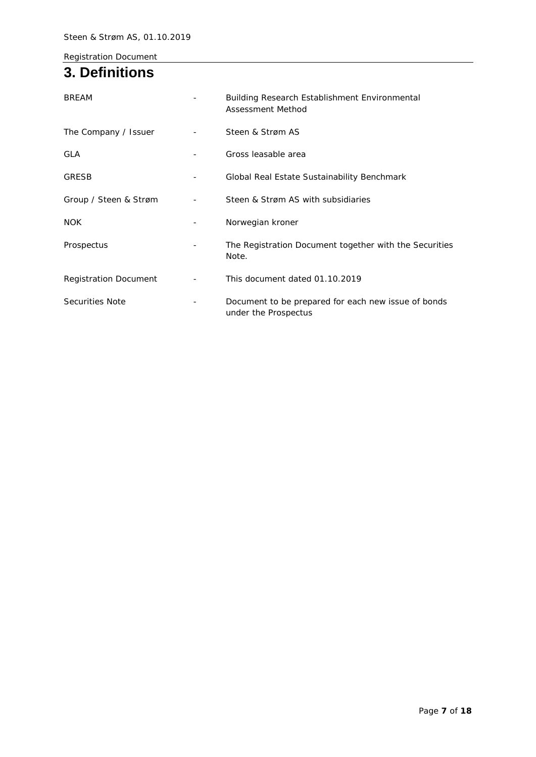# 3. Definitions

| | | |
|---|---|---|
| BREAM | - | Building Research Establishment Environmental Assessment Method |
| The Company / Issuer | - | Steen & Strøm AS |
| GLA | - | Gross leasable area |
| GRESB | - | Global Real Estate Sustainability Benchmark |
| Group / Steen & Strøm | - | Steen & Strøm AS with subsidiaries |
| NOK | - | Norwegian kroner |
| Prospectus | - | The Registration Document together with the Securities Note. |
| Registration Document | - | This document dated 01.10.2019 |
| Securities Note | - | Document to be prepared for each new issue of bonds under the Prospectus |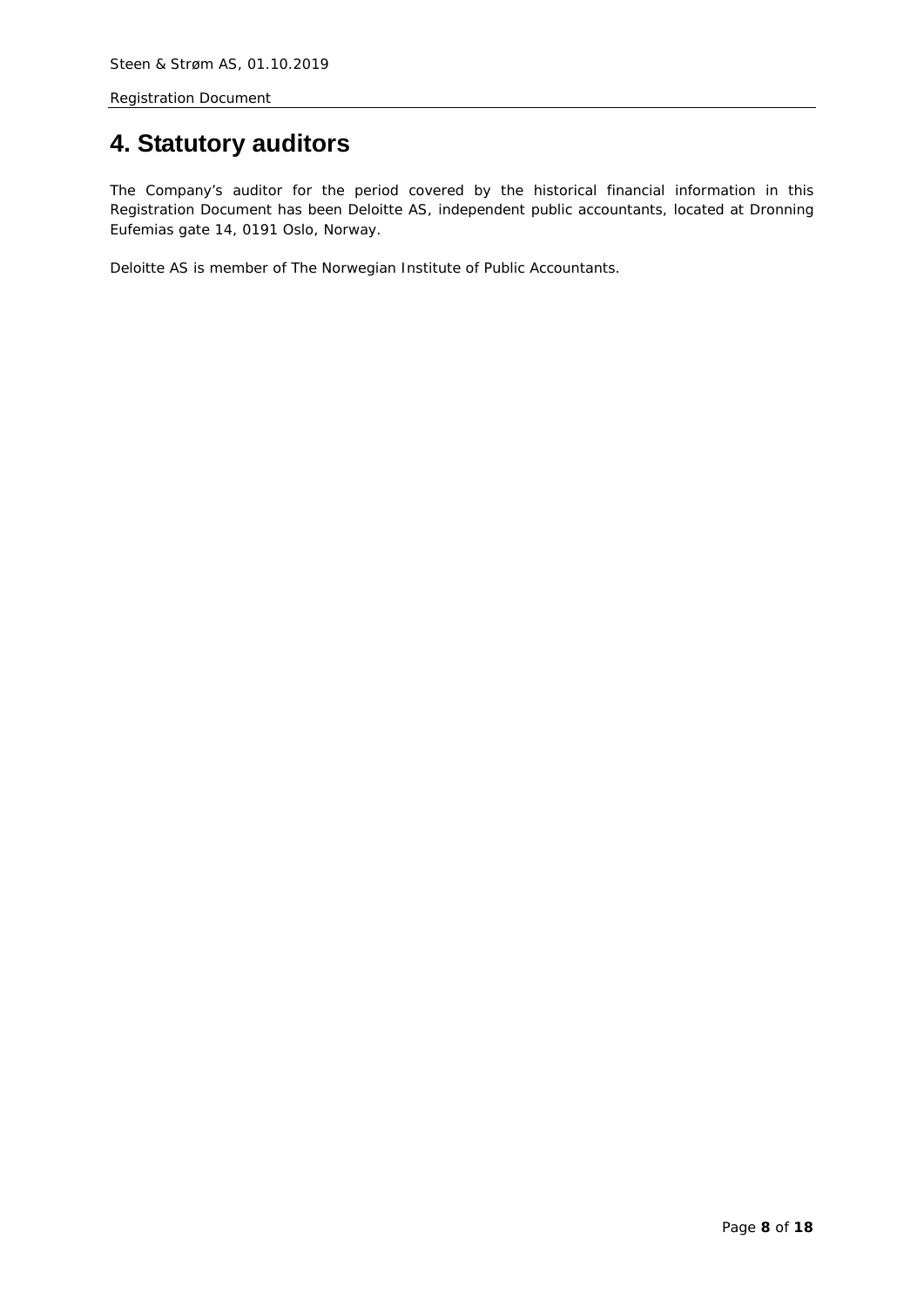# 4. Statutory auditors

The Company's auditor for the period covered by the historical financial information in this Registration Document has been Deloitte AS, independent public accountants, located at Dronning Eufemias gate 14, 0191 Oslo, Norway.

Deloitte AS is member of The Norwegian Institute of Public Accountants.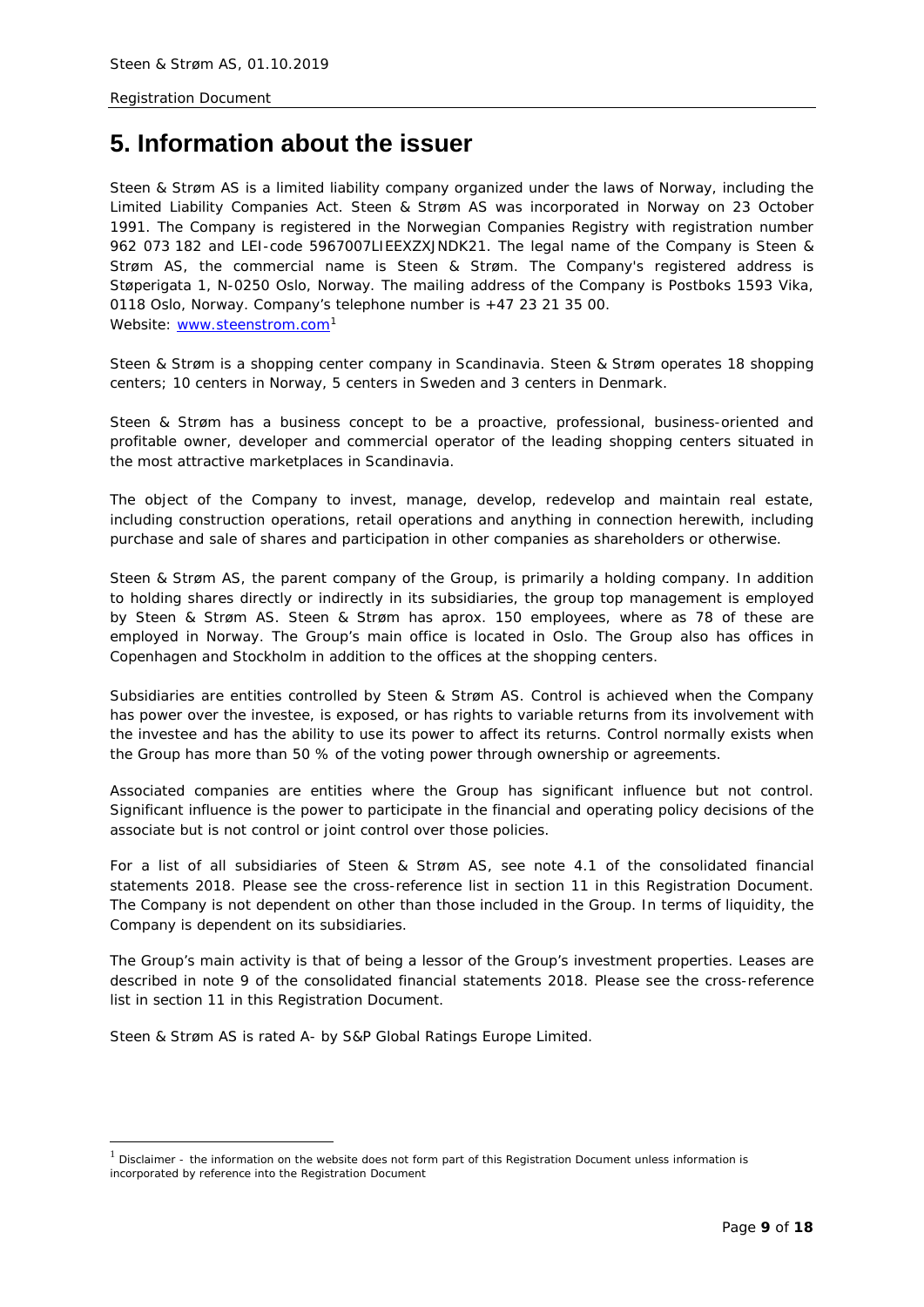# 5. Information about the issuer

Steen & Strøm AS is a limited liability company organized under the laws of Norway, including the Limited Liability Companies Act. Steen & Strøm AS was incorporated in Norway on 23 October 1991. The Company is registered in the Norwegian Companies Registry with registration number 962 073 182 and LEI-code 5967007LIEEXZXJNDK21. The legal name of the Company is Steen & Strøm AS, the commercial name is Steen & Strøm. The Company's registered address is Støperigata 1, N-0250 Oslo, Norway. The mailing address of the Company is Postboks 1593 Vika, 0118 Oslo, Norway. Company's telephone number is +47 23 21 35 00.
Website: www.steenstrom.com[1]

Steen & Strøm is a shopping center company in Scandinavia. Steen & Strøm operates 18 shopping centers; 10 centers in Norway, 5 centers in Sweden and 3 centers in Denmark.

Steen & Strøm has a business concept to be a proactive, professional, business-oriented and profitable owner, developer and commercial operator of the leading shopping centers situated in the most attractive marketplaces in Scandinavia.

The object of the Company to invest, manage, develop, redevelop and maintain real estate, including construction operations, retail operations and anything in connection herewith, including purchase and sale of shares and participation in other companies as shareholders or otherwise.

Steen & Strøm AS, the parent company of the Group, is primarily a holding company. In addition to holding shares directly or indirectly in its subsidiaries, the group top management is employed by Steen & Strøm AS. Steen & Strøm has aprox. 150 employees, where as 78 of these are employed in Norway. The Group's main office is located in Oslo. The Group also has offices in Copenhagen and Stockholm in addition to the offices at the shopping centers.

Subsidiaries are entities controlled by Steen & Strøm AS. Control is achieved when the Company has power over the investee, is exposed, or has rights to variable returns from its involvement with the investee and has the ability to use its power to affect its returns. Control normally exists when the Group has more than 50 % of the voting power through ownership or agreements.

Associated companies are entities where the Group has significant influence but not control. Significant influence is the power to participate in the financial and operating policy decisions of the associate but is not control or joint control over those policies.

For a list of all subsidiaries of Steen & Strøm AS, see note 4.1 of the consolidated financial statements 2018. Please see the cross-reference list in section 11 in this Registration Document. The Company is not dependent on other than those included in the Group. In terms of liquidity, the Company is dependent on its subsidiaries.

The Group's main activity is that of being a lessor of the Group's investment properties. Leases are described in note 9 of the consolidated financial statements 2018. Please see the cross-reference list in section 11 in this Registration Document.

Steen & Strøm AS is rated A- by S&P Global Ratings Europe Limited.

---

[1] Disclaimer - the information on the website does not form part of this Registration Document unless information is incorporated by reference into the Registration Document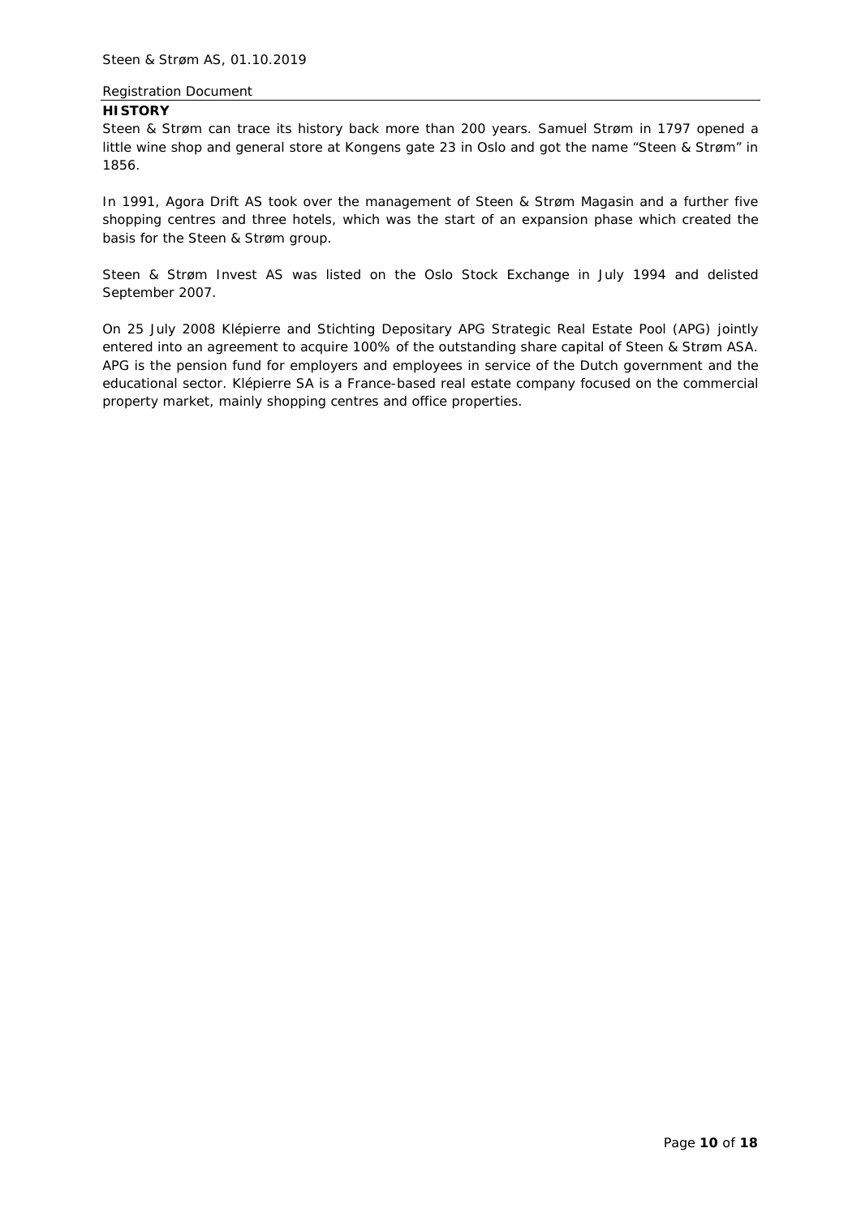## HISTORY

Steen & Strøm can trace its history back more than 200 years. Samuel Strøm in 1797 opened a little wine shop and general store at Kongens gate 23 in Oslo and got the name "Steen & Strøm" in 1856.

In 1991, Agora Drift AS took over the management of Steen & Strøm Magasin and a further five shopping centres and three hotels, which was the start of an expansion phase which created the basis for the Steen & Strøm group.

Steen & Strøm Invest AS was listed on the Oslo Stock Exchange in July 1994 and delisted September 2007.

On 25 July 2008 Klépierre and Stichting Depositary APG Strategic Real Estate Pool (APG) jointly entered into an agreement to acquire 100% of the outstanding share capital of Steen & Strøm ASA. APG is the pension fund for employers and employees in service of the Dutch government and the educational sector. Klépierre SA is a France-based real estate company focused on the commercial property market, mainly shopping centres and office properties.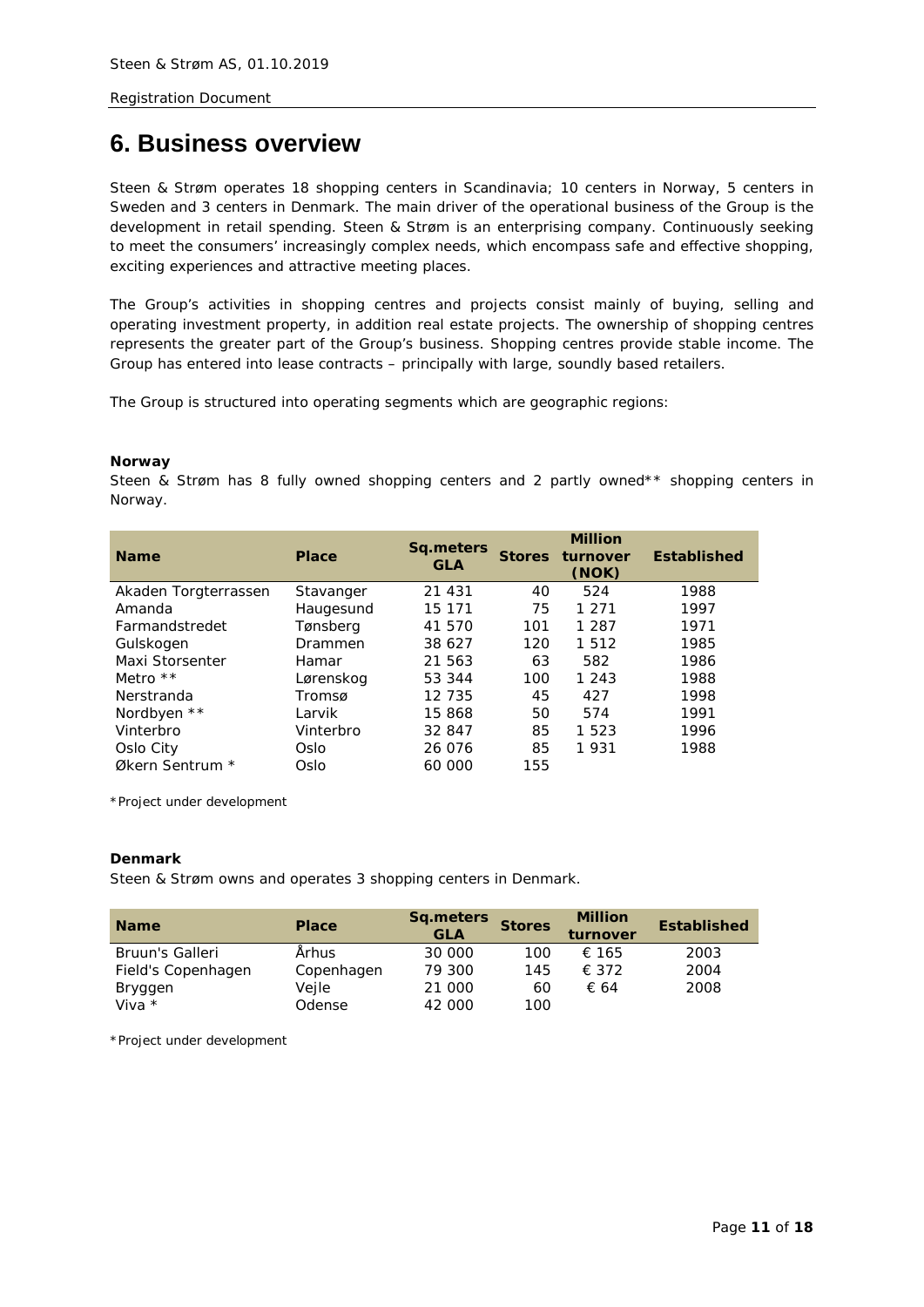# 6. Business overview

Steen & Strøm operates 18 shopping centers in Scandinavia; 10 centers in Norway, 5 centers in Sweden and 3 centers in Denmark. The main driver of the operational business of the Group is the development in retail spending. Steen & Strøm is an enterprising company. Continuously seeking to meet the consumers' increasingly complex needs, which encompass safe and effective shopping, exciting experiences and attractive meeting places.

The Group's activities in shopping centres and projects consist mainly of buying, selling and operating investment property, in addition real estate projects. The ownership of shopping centres represents the greater part of the Group's business. Shopping centres provide stable income. The Group has entered into lease contracts – principally with large, soundly based retailers.

The Group is structured into operating segments which are geographic regions:

**Norway**

Steen & Strøm has 8 fully owned shopping centers and 2 partly owned** shopping centers in Norway.

| Name | Place | Sq.meters GLA | Stores | Million turnover (NOK) | Established |
|---|---|---|---|---|---|
| Akaden Torgterrassen | Stavanger | 21 431 | 40 | 524 | 1988 |
| Amanda | Haugesund | 15 171 | 75 | 1 271 | 1997 |
| Farmandstredet | Tønsberg | 41 570 | 101 | 1 287 | 1971 |
| Gulskogen | Drammen | 38 627 | 120 | 1 512 | 1985 |
| Maxi Storsenter | Hamar | 21 563 | 63 | 582 | 1986 |
| Metro ** | Lørenskog | 53 344 | 100 | 1 243 | 1988 |
| Nerstranda | Tromsø | 12 735 | 45 | 427 | 1998 |
| Nordbyen ** | Larvik | 15 868 | 50 | 574 | 1991 |
| Vinterbro | Vinterbro | 32 847 | 85 | 1 523 | 1996 |
| Oslo City | Oslo | 26 076 | 85 | 1 931 | 1988 |
| Økern Sentrum * | Oslo | 60 000 | 155 | | |

*Project under development

**Denmark**

Steen & Strøm owns and operates 3 shopping centers in Denmark.

| Name | Place | Sq.meters GLA | Stores | Million turnover | Established |
|---|---|---|---|---|---|
| Bruun's Galleri | Århus | 30 000 | 100 | € 165 | 2003 |
| Field's Copenhagen | Copenhagen | 79 300 | 145 | € 372 | 2004 |
| Bryggen | Vejle | 21 000 | 60 | € 64 | 2008 |
| Viva * | Odense | 42 000 | 100 | | |

*Project under development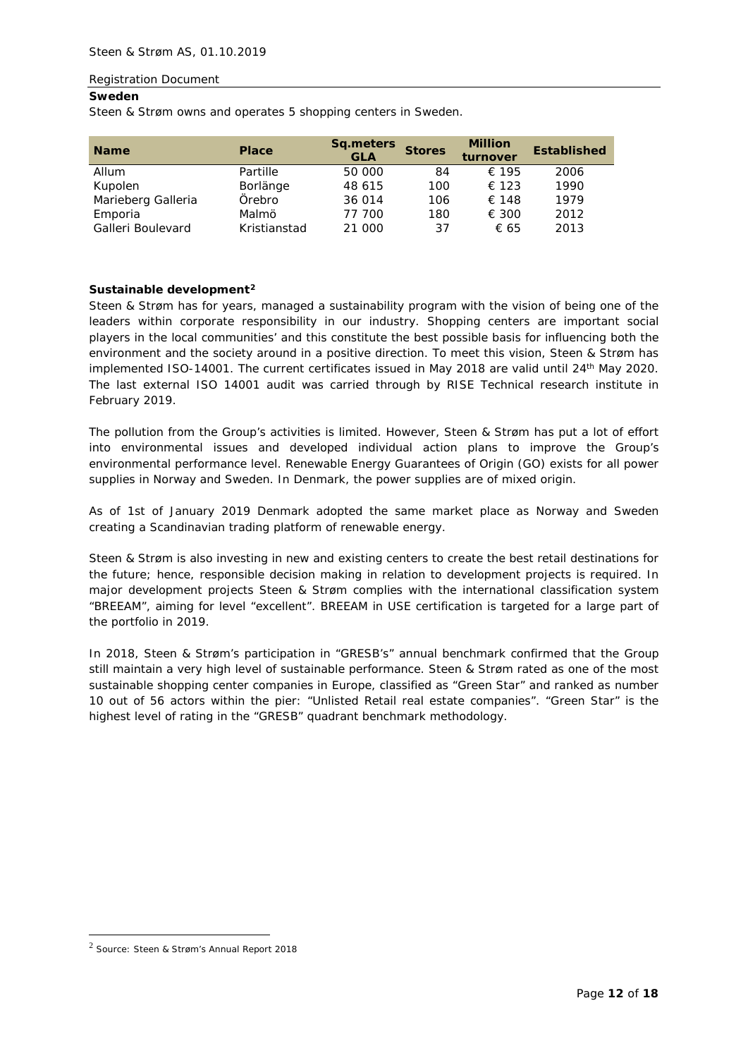## Sweden

Steen & Strøm owns and operates 5 shopping centers in Sweden.

| Name | Place | Sq.meters GLA | Stores | Million turnover | Established |
|---|---|---|---|---|---|
| Allum | Partille | 50 000 | 84 | € 195 | 2006 |
| Kupolen | Borlänge | 48 615 | 100 | € 123 | 1990 |
| Marieberg Galleria | Örebro | 36 014 | 106 | € 148 | 1979 |
| Emporia | Malmö | 77 700 | 180 | € 300 | 2012 |
| Galleri Boulevard | Kristianstad | 21 000 | 37 | € 65 | 2013 |

## Sustainable development[2]

Steen & Strøm has for years, managed a sustainability program with the vision of being one of the leaders within corporate responsibility in our industry. Shopping centers are important social players in the local communities' and this constitute the best possible basis for influencing both the environment and the society around in a positive direction. To meet this vision, Steen & Strøm has implemented ISO-14001. The current certificates issued in May 2018 are valid until 24th May 2020. The last external ISO 14001 audit was carried through by RISE Technical research institute in February 2019.

The pollution from the Group's activities is limited. However, Steen & Strøm has put a lot of effort into environmental issues and developed individual action plans to improve the Group's environmental performance level. Renewable Energy Guarantees of Origin (GO) exists for all power supplies in Norway and Sweden. In Denmark, the power supplies are of mixed origin.

As of 1st of January 2019 Denmark adopted the same market place as Norway and Sweden creating a Scandinavian trading platform of renewable energy.

Steen & Strøm is also investing in new and existing centers to create the best retail destinations for the future; hence, responsible decision making in relation to development projects is required. In major development projects Steen & Strøm complies with the international classification system "BREEAM", aiming for level "excellent". BREEAM in USE certification is targeted for a large part of the portfolio in 2019.

In 2018, Steen & Strøm's participation in "GRESB's" annual benchmark confirmed that the Group still maintain a very high level of sustainable performance. Steen & Strøm rated as one of the most sustainable shopping center companies in Europe, classified as "Green Star" and ranked as number 10 out of 56 actors within the pier: "Unlisted Retail real estate companies". "Green Star" is the highest level of rating in the "GRESB" quadrant benchmark methodology.

[2] Source: Steen & Strøm's Annual Report 2018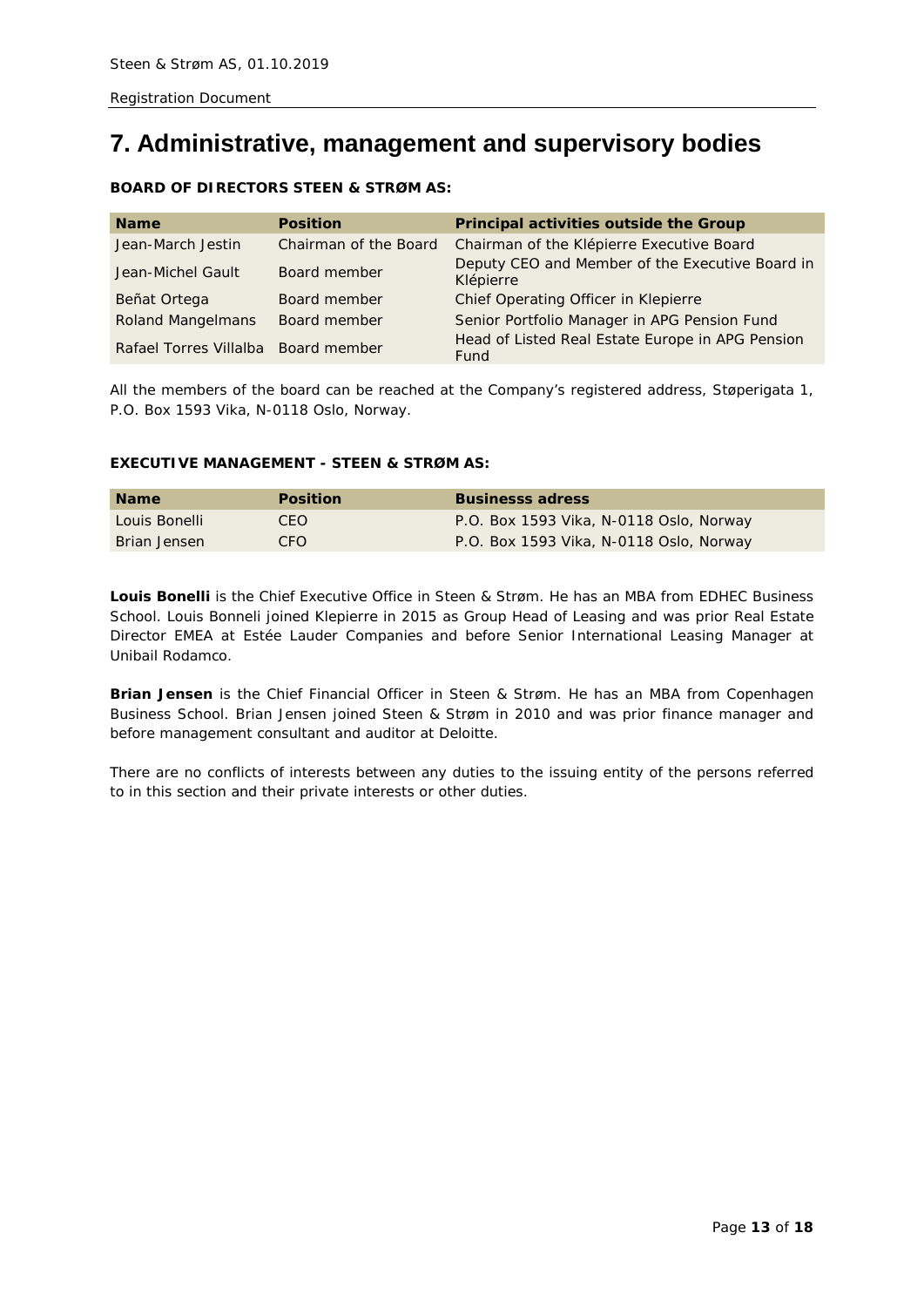# 7. Administrative, management and supervisory bodies

**BOARD OF DIRECTORS STEEN & STRØM AS:**

| Name | Position | Principal activities outside the Group |
|---|---|---|
| Jean-March Jestin | Chairman of the Board | Chairman of the Klépierre Executive Board |
| Jean-Michel Gault | Board member | Deputy CEO and Member of the Executive Board in Klépierre |
| Beñat Ortega | Board member | Chief Operating Officer in Klepierre |
| Roland Mangelmans | Board member | Senior Portfolio Manager in APG Pension Fund |
| Rafael Torres Villalba | Board member | Head of Listed Real Estate Europe in APG Pension Fund |

All the members of the board can be reached at the Company's registered address, Støperigata 1, P.O. Box 1593 Vika, N-0118 Oslo, Norway.

**EXECUTIVE MANAGEMENT - STEEN & STRØM AS:**

| Name | Position | Businesss adress |
|---|---|---|
| Louis Bonelli | CEO | P.O. Box 1593 Vika, N-0118 Oslo, Norway |
| Brian Jensen | CFO | P.O. Box 1593 Vika, N-0118 Oslo, Norway |

**Louis Bonelli** is the Chief Executive Office in Steen & Strøm. He has an MBA from EDHEC Business School. Louis Bonneli joined Klepierre in 2015 as Group Head of Leasing and was prior Real Estate Director EMEA at Estée Lauder Companies and before Senior International Leasing Manager at Unibail Rodamco.

**Brian Jensen** is the Chief Financial Officer in Steen & Strøm. He has an MBA from Copenhagen Business School. Brian Jensen joined Steen & Strøm in 2010 and was prior finance manager and before management consultant and auditor at Deloitte.

There are no conflicts of interests between any duties to the issuing entity of the persons referred to in this section and their private interests or other duties.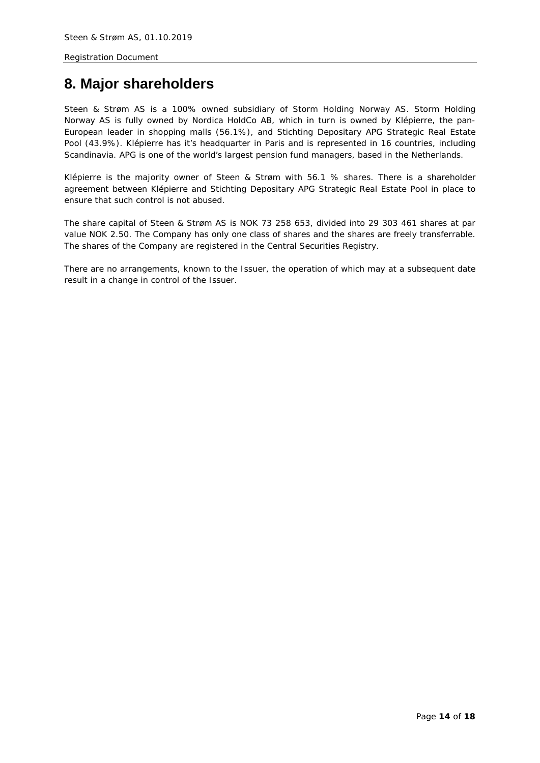# 8. Major shareholders

Steen & Strøm AS is a 100% owned subsidiary of Storm Holding Norway AS. Storm Holding Norway AS is fully owned by Nordica HoldCo AB, which in turn is owned by Klépierre, the pan-European leader in shopping malls (56.1%), and Stichting Depositary APG Strategic Real Estate Pool (43.9%). Klépierre has it's headquarter in Paris and is represented in 16 countries, including Scandinavia. APG is one of the world's largest pension fund managers, based in the Netherlands.

Klépierre is the majority owner of Steen & Strøm with 56.1 % shares. There is a shareholder agreement between Klépierre and Stichting Depositary APG Strategic Real Estate Pool in place to ensure that such control is not abused.

The share capital of Steen & Strøm AS is NOK 73 258 653, divided into 29 303 461 shares at par value NOK 2.50. The Company has only one class of shares and the shares are freely transferrable. The shares of the Company are registered in the Central Securities Registry.

There are no arrangements, known to the Issuer, the operation of which may at a subsequent date result in a change in control of the Issuer.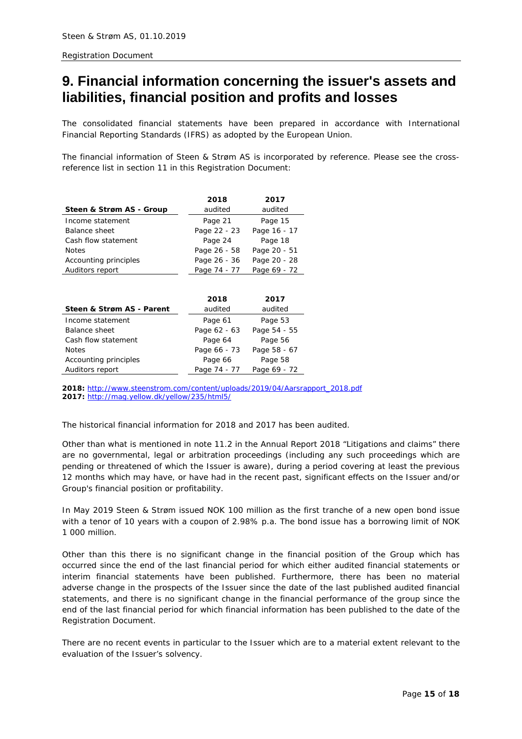# 9. Financial information concerning the issuer's assets and liabilities, financial position and profits and losses

The consolidated financial statements have been prepared in accordance with International Financial Reporting Standards (IFRS) as adopted by the European Union.

The financial information of Steen & Strøm AS is incorporated by reference. Please see the cross-reference list in section 11 in this Registration Document:

| **Steen & Strøm AS - Group** | **2018** audited | **2017** audited |
|---|---|---|
| Income statement | Page 21 | Page 15 |
| Balance sheet | Page 22 - 23 | Page 16 - 17 |
| Cash flow statement | Page 24 | Page 18 |
| Notes | Page 26 - 58 | Page 20 - 51 |
| Accounting principles | Page 26 - 36 | Page 20 - 28 |
| Auditors report | Page 74 - 77 | Page 69 - 72 |

| **Steen & Strøm AS - Parent** | **2018** audited | **2017** audited |
|---|---|---|
| Income statement | Page 61 | Page 53 |
| Balance sheet | Page 62 - 63 | Page 54 - 55 |
| Cash flow statement | Page 64 | Page 56 |
| Notes | Page 66 - 73 | Page 58 - 67 |
| Accounting principles | Page 66 | Page 58 |
| Auditors report | Page 74 - 77 | Page 69 - 72 |

**2018:** http://www.steenstrom.com/content/uploads/2019/04/Aarsrapport_2018.pdf
**2017:** http://mag.yellow.dk/yellow/235/html5/

The historical financial information for 2018 and 2017 has been audited.

Other than what is mentioned in note 11.2 in the Annual Report 2018 "Litigations and claims" there are no governmental, legal or arbitration proceedings (including any such proceedings which are pending or threatened of which the Issuer is aware), during a period covering at least the previous 12 months which may have, or have had in the recent past, significant effects on the Issuer and/or Group's financial position or profitability.

In May 2019 Steen & Strøm issued NOK 100 million as the first tranche of a new open bond issue with a tenor of 10 years with a coupon of 2.98% p.a. The bond issue has a borrowing limit of NOK 1 000 million.

Other than this there is no significant change in the financial position of the Group which has occurred since the end of the last financial period for which either audited financial statements or interim financial statements have been published. Furthermore, there has been no material adverse change in the prospects of the Issuer since the date of the last published audited financial statements, and there is no significant change in the financial performance of the group since the end of the last financial period for which financial information has been published to the date of the Registration Document.

There are no recent events in particular to the Issuer which are to a material extent relevant to the evaluation of the Issuer's solvency.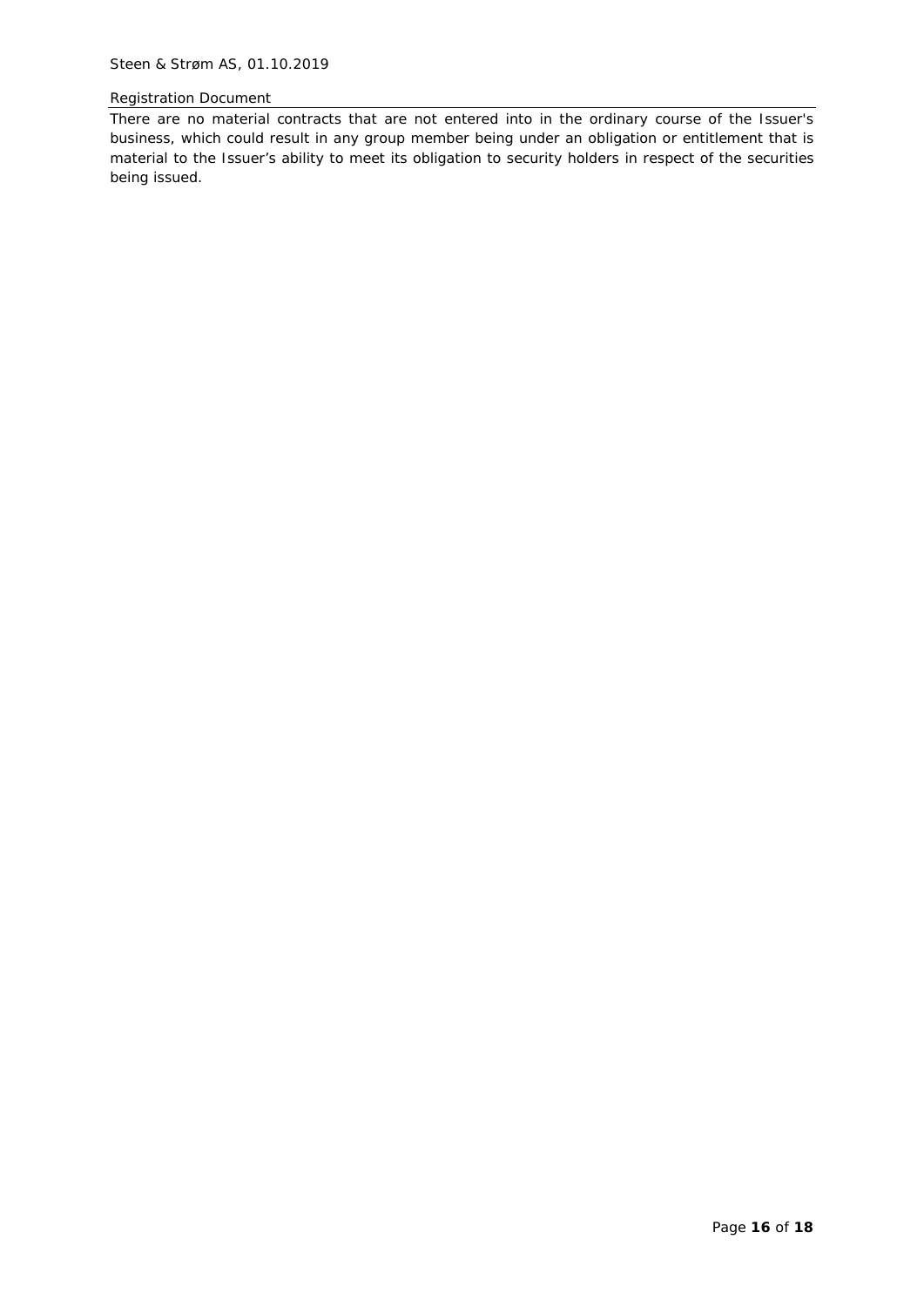There are no material contracts that are not entered into in the ordinary course of the Issuer's business, which could result in any group member being under an obligation or entitlement that is material to the Issuer’s ability to meet its obligation to security holders in respect of the securities being issued.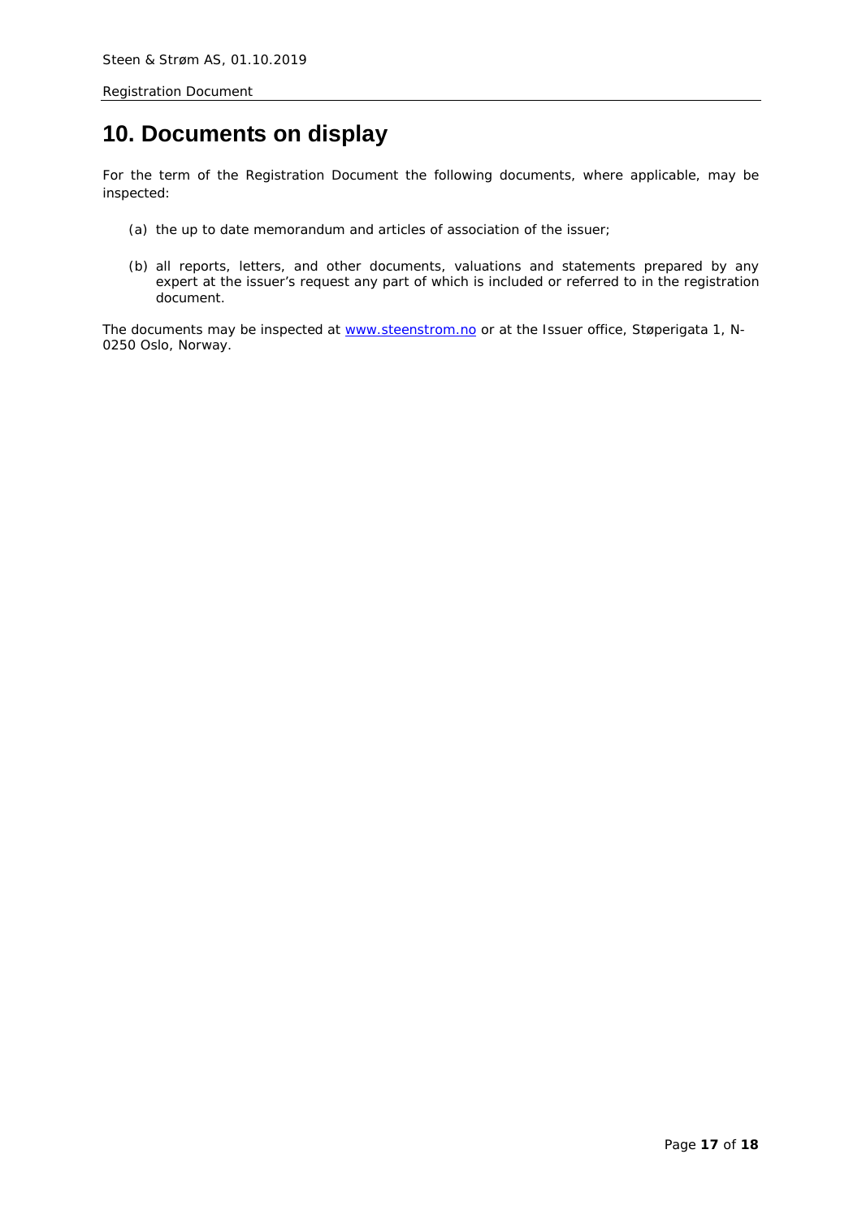# 10. Documents on display

For the term of the Registration Document the following documents, where applicable, may be inspected:

(a) the up to date memorandum and articles of association of the issuer;

(b) all reports, letters, and other documents, valuations and statements prepared by any expert at the issuer's request any part of which is included or referred to in the registration document.

The documents may be inspected at [www.steenstrom.no](http://www.steenstrom.no) or at the Issuer office, Støperigata 1, N-0250 Oslo, Norway.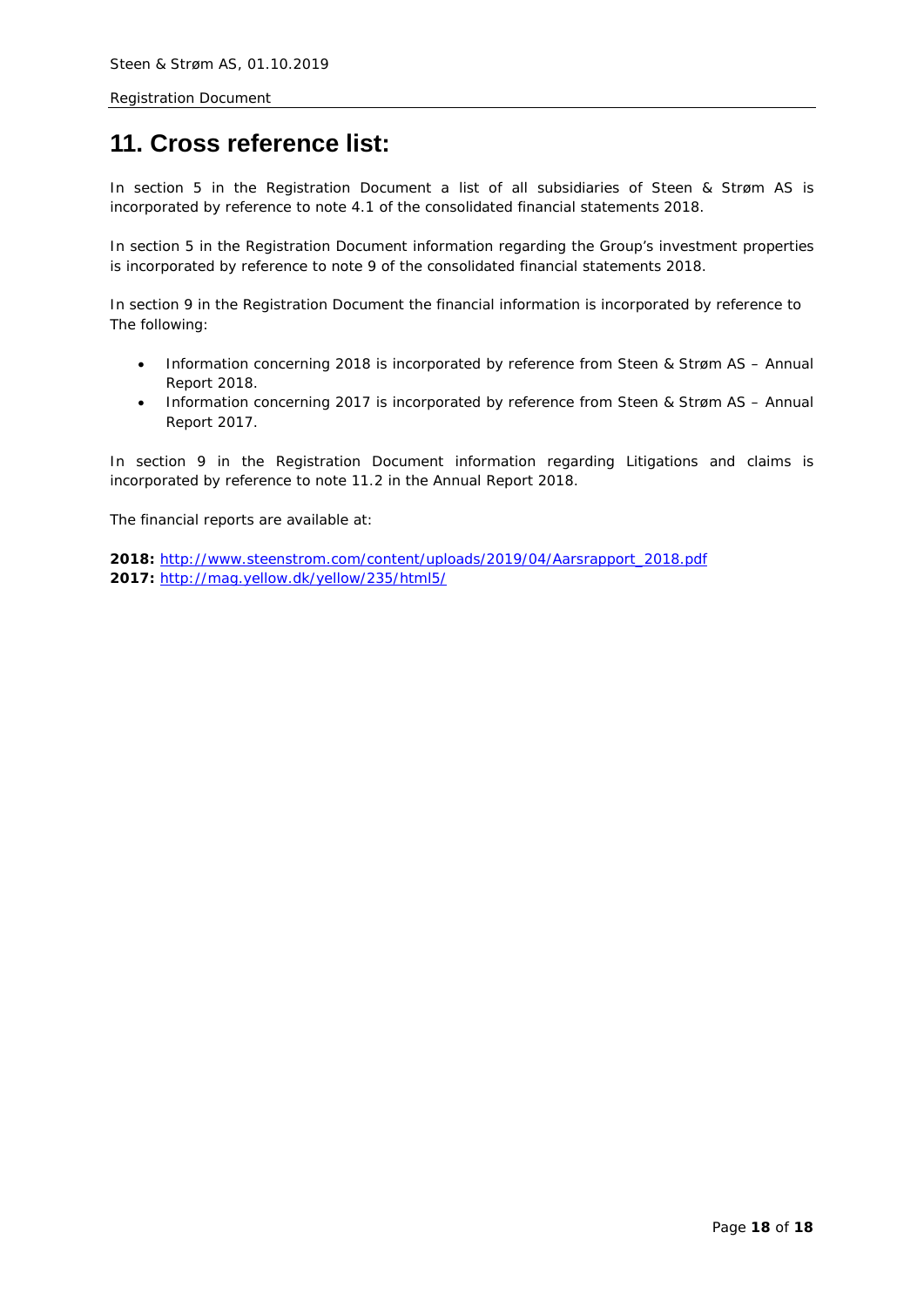# 11. Cross reference list:

In section 5 in the Registration Document a list of all subsidiaries of Steen & Strøm AS is incorporated by reference to note 4.1 of the consolidated financial statements 2018.

In section 5 in the Registration Document information regarding the Group's investment properties is incorporated by reference to note 9 of the consolidated financial statements 2018.

In section 9 in the Registration Document the financial information is incorporated by reference to The following:

- Information concerning 2018 is incorporated by reference from Steen & Strøm AS – Annual Report 2018.
- Information concerning 2017 is incorporated by reference from Steen & Strøm AS – Annual Report 2017.

In section 9 in the Registration Document information regarding Litigations and claims is incorporated by reference to note 11.2 in the Annual Report 2018.

The financial reports are available at:

**2018:** http://www.steenstrom.com/content/uploads/2019/04/Aarsrapport_2018.pdf
**2017:** http://mag.yellow.dk/yellow/235/html5/